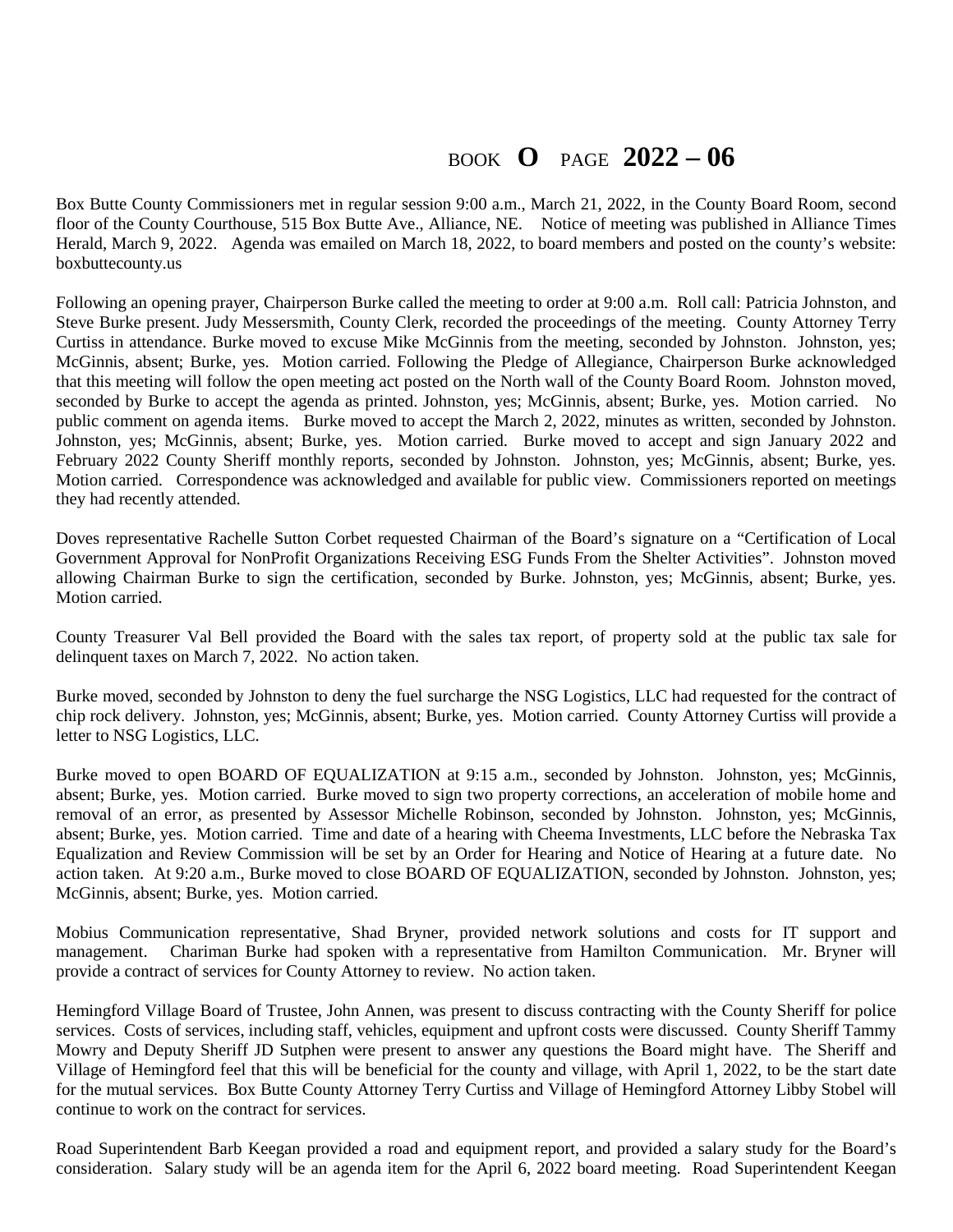# BOOK **O** PAGE **2022 – 06**

Box Butte County Commissioners met in regular session 9:00 a.m., March 21, 2022, in the County Board Room, second floor of the County Courthouse, 515 Box Butte Ave., Alliance, NE. Notice of meeting was published in Alliance Times Herald, March 9, 2022. Agenda was emailed on March 18, 2022, to board members and posted on the county's website: boxbuttecounty.us

Following an opening prayer, Chairperson Burke called the meeting to order at 9:00 a.m. Roll call: Patricia Johnston, and Steve Burke present. Judy Messersmith, County Clerk, recorded the proceedings of the meeting. County Attorney Terry Curtiss in attendance. Burke moved to excuse Mike McGinnis from the meeting, seconded by Johnston. Johnston, yes; McGinnis, absent; Burke, yes. Motion carried. Following the Pledge of Allegiance, Chairperson Burke acknowledged that this meeting will follow the open meeting act posted on the North wall of the County Board Room. Johnston moved, seconded by Burke to accept the agenda as printed. Johnston, yes; McGinnis, absent; Burke, yes. Motion carried. No public comment on agenda items. Burke moved to accept the March 2, 2022, minutes as written, seconded by Johnston. Johnston, yes; McGinnis, absent; Burke, yes. Motion carried. Burke moved to accept and sign January 2022 and February 2022 County Sheriff monthly reports, seconded by Johnston. Johnston, yes; McGinnis, absent; Burke, yes. Motion carried. Correspondence was acknowledged and available for public view. Commissioners reported on meetings they had recently attended.

Doves representative Rachelle Sutton Corbet requested Chairman of the Board's signature on a "Certification of Local Government Approval for NonProfit Organizations Receiving ESG Funds From the Shelter Activities". Johnston moved allowing Chairman Burke to sign the certification, seconded by Burke. Johnston, yes; McGinnis, absent; Burke, yes. Motion carried.

County Treasurer Val Bell provided the Board with the sales tax report, of property sold at the public tax sale for delinquent taxes on March 7, 2022. No action taken.

Burke moved, seconded by Johnston to deny the fuel surcharge the NSG Logistics, LLC had requested for the contract of chip rock delivery. Johnston, yes; McGinnis, absent; Burke, yes. Motion carried. County Attorney Curtiss will provide a letter to NSG Logistics, LLC.

Burke moved to open BOARD OF EQUALIZATION at 9:15 a.m., seconded by Johnston. Johnston, yes; McGinnis, absent; Burke, yes. Motion carried. Burke moved to sign two property corrections, an acceleration of mobile home and removal of an error, as presented by Assessor Michelle Robinson, seconded by Johnston. Johnston, yes; McGinnis, absent; Burke, yes. Motion carried. Time and date of a hearing with Cheema Investments, LLC before the Nebraska Tax Equalization and Review Commission will be set by an Order for Hearing and Notice of Hearing at a future date. No action taken. At 9:20 a.m., Burke moved to close BOARD OF EQUALIZATION, seconded by Johnston. Johnston, yes; McGinnis, absent; Burke, yes. Motion carried.

Mobius Communication representative, Shad Bryner, provided network solutions and costs for IT support and management. Chariman Burke had spoken with a representative from Hamilton Communication. Mr. Bryner will provide a contract of services for County Attorney to review. No action taken.

Hemingford Village Board of Trustee, John Annen, was present to discuss contracting with the County Sheriff for police services. Costs of services, including staff, vehicles, equipment and upfront costs were discussed. County Sheriff Tammy Mowry and Deputy Sheriff JD Sutphen were present to answer any questions the Board might have. The Sheriff and Village of Hemingford feel that this will be beneficial for the county and village, with April 1, 2022, to be the start date for the mutual services. Box Butte County Attorney Terry Curtiss and Village of Hemingford Attorney Libby Stobel will continue to work on the contract for services.

Road Superintendent Barb Keegan provided a road and equipment report, and provided a salary study for the Board's consideration. Salary study will be an agenda item for the April 6, 2022 board meeting. Road Superintendent Keegan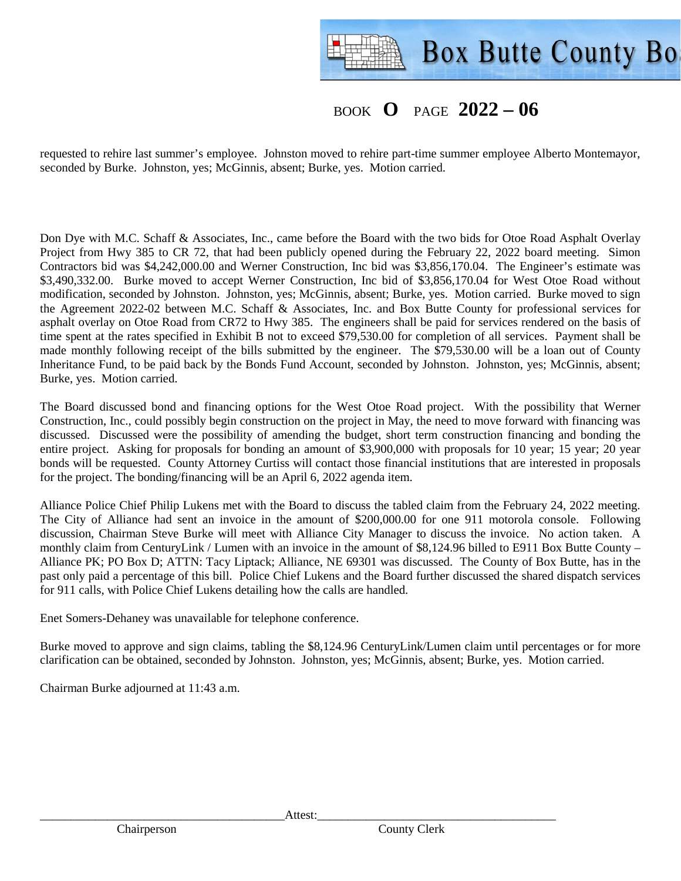BOOK **O** PAGE **2022 – 06**

requested to rehire last summer's employee. Johnston moved to rehire part-time summer employee Alberto Montemayor, seconded by Burke. Johnston, yes; McGinnis, absent; Burke, yes. Motion carried.

Don Dye with M.C. Schaff & Associates, Inc., came before the Board with the two bids for Otoe Road Asphalt Overlay Project from Hwy 385 to CR 72, that had been publicly opened during the February 22, 2022 board meeting. Simon Contractors bid was $4,242,000.00 and Werner Construction, Inc bid was $3,856,170.04. The Engineer's estimate was $3,490,332.00. Burke moved to accept Werner Construction, Inc bid of $3,856,170.04 for West Otoe Road without modification, seconded by Johnston. Johnston, yes; McGinnis, absent; Burke, yes. Motion carried. Burke moved to sign the Agreement 2022-02 between M.C. Schaff & Associates, Inc. and Box Butte County for professional services for asphalt overlay on Otoe Road from CR72 to Hwy 385. The engineers shall be paid for services rendered on the basis of time spent at the rates specified in Exhibit B not to exceed $79,530.00 for completion of all services. Payment shall be made monthly following receipt of the bills submitted by the engineer. The $79,530.00 will be a loan out of County Inheritance Fund, to be paid back by the Bonds Fund Account, seconded by Johnston. Johnston, yes; McGinnis, absent; Burke, yes. Motion carried.

The Board discussed bond and financing options for the West Otoe Road project. With the possibility that Werner Construction, Inc., could possibly begin construction on the project in May, the need to move forward with financing was discussed. Discussed were the possibility of amending the budget, short term construction financing and bonding the entire project. Asking for proposals for bonding an amount of $3,900,000 with proposals for 10 year; 15 year; 20 year bonds will be requested. County Attorney Curtiss will contact those financial institutions that are interested in proposals for the project. The bonding/financing will be an April 6, 2022 agenda item.

Alliance Police Chief Philip Lukens met with the Board to discuss the tabled claim from the February 24, 2022 meeting. The City of Alliance had sent an invoice in the amount of $200,000.00 for one 911 motorola console. Following discussion, Chairman Steve Burke will meet with Alliance City Manager to discuss the invoice. No action taken. A monthly claim from CenturyLink / Lumen with an invoice in the amount of $8,124.96 billed to E911 Box Butte County – Alliance PK; PO Box D; ATTN: Tacy Liptack; Alliance, NE 69301 was discussed. The County of Box Butte, has in the past only paid a percentage of this bill. Police Chief Lukens and the Board further discussed the shared dispatch services for 911 calls, with Police Chief Lukens detailing how the calls are handled.

Enet Somers-Dehaney was unavailable for telephone conference.

Burke moved to approve and sign claims, tabling the $8,124.96 CenturyLink/Lumen claim until percentages or for more clarification can be obtained, seconded by Johnston. Johnston, yes; McGinnis, absent; Burke, yes. Motion carried.

Chairman Burke adjourned at 11:43 a.m.

_________________________________________ Attest: _________________________________________

Chairperson                                                                 County Clerk